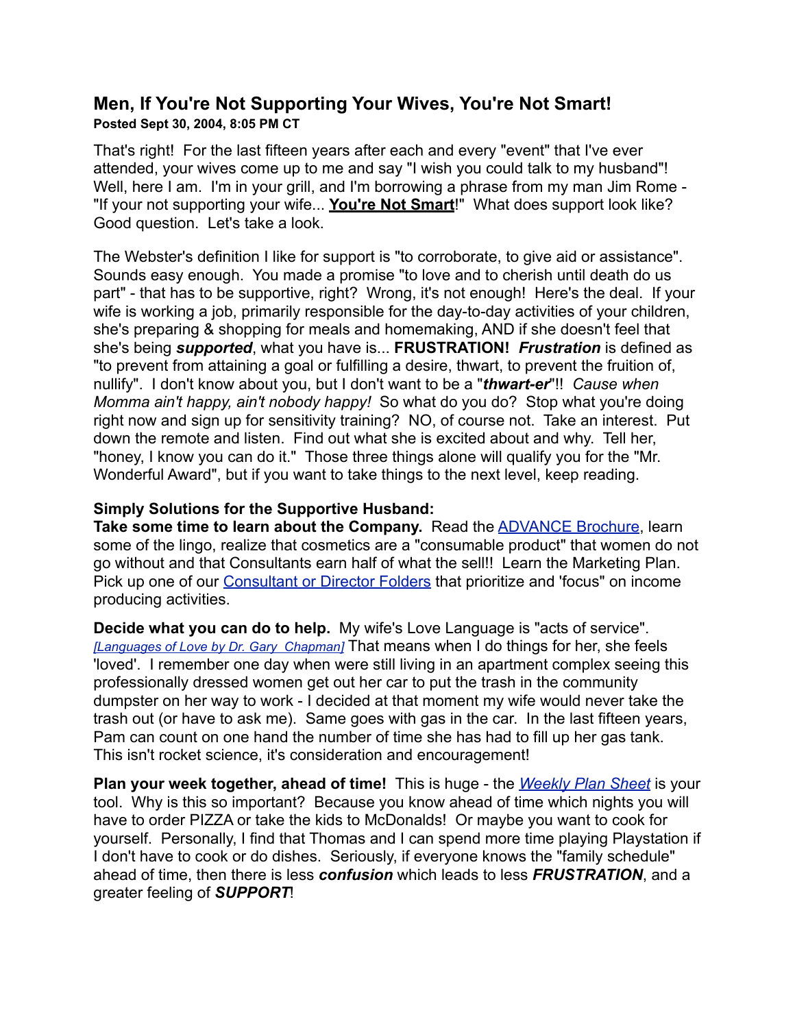# Men, If You're Not Supporting Your Wives, You're Not Smart!

**Posted Sept 30, 2004, 8:05 PM CT**

That's right! For the last fifteen years after each and every "event" that I've ever attended, your wives come up to me and say "I wish you could talk to my husband"! Well, here I am. I'm in your grill, and I'm borrowing a phrase from my man Jim Rome - "If your not supporting your wife... **You're Not Smart**!" What does support look like? Good question. Let's take a look.

The Webster's definition I like for support is "to corroborate, to give aid or assistance". Sounds easy enough. You made a promise "to love and to cherish until death do us part" - that has to be supportive, right? Wrong, it's not enough! Here's the deal. If your wife is working a job, primarily responsible for the day-to-day activities of your children, she's preparing & shopping for meals and homemaking, AND if she doesn't feel that she's being ***supported***, what you have is... **FRUSTRATION!** ***Frustration*** is defined as "to prevent from attaining a goal or fulfilling a desire, thwart, to prevent the fruition of, nullify". I don't know about you, but I don't want to be a "***thwart-er***"!! *Cause when Momma ain't happy, ain't nobody happy!* So what do you do? Stop what you're doing right now and sign up for sensitivity training? NO, of course not. Take an interest. Put down the remote and listen. Find out what she is excited about and why. Tell her, "honey, I know you can do it." Those three things alone will qualify you for the "Mr. Wonderful Award", but if you want to take things to the next level, keep reading.

**Simply Solutions for the Supportive Husband:**

**Take some time to learn about the Company.** Read the ADVANCE Brochure, learn some of the lingo, realize that cosmetics are a "consumable product" that women do not go without and that Consultants earn half of what the sell!! Learn the Marketing Plan. Pick up one of our Consultant or Director Folders that prioritize and 'focus" on income producing activities.

**Decide what you can do to help.** My wife's Love Language is "acts of service". *[Languages of Love by Dr. Gary Chapman]* That means when I do things for her, she feels 'loved'. I remember one day when were still living in an apartment complex seeing this professionally dressed women get out her car to put the trash in the community dumpster on her way to work - I decided at that moment my wife would never take the trash out (or have to ask me). Same goes with gas in the car. In the last fifteen years, Pam can count on one hand the number of time she has had to fill up her gas tank. This isn't rocket science, it's consideration and encouragement!

**Plan your week together, ahead of time!** This is huge - the *Weekly Plan Sheet* is your tool. Why is this so important? Because you know ahead of time which nights you will have to order PIZZA or take the kids to McDonalds! Or maybe you want to cook for yourself. Personally, I find that Thomas and I can spend more time playing Playstation if I don't have to cook or do dishes. Seriously, if everyone knows the "family schedule" ahead of time, then there is less ***confusion*** which leads to less ***FRUSTRATION***, and a greater feeling of ***SUPPORT***!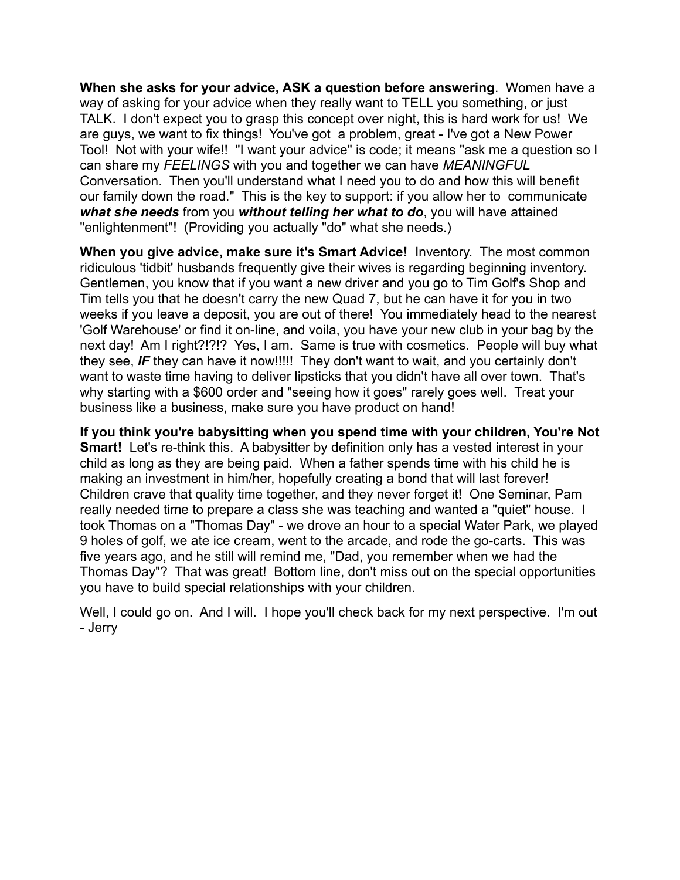**When she asks for your advice, ASK a question before answering**. Women have a way of asking for your advice when they really want to TELL you something, or just TALK. I don't expect you to grasp this concept over night, this is hard work for us! We are guys, we want to fix things! You've got a problem, great - I've got a New Power Tool! Not with your wife!! "I want your advice" is code; it means "ask me a question so I can share my *FEELINGS* with you and together we can have *MEANINGFUL* Conversation. Then you'll understand what I need you to do and how this will benefit our family down the road." This is the key to support: if you allow her to communicate ***what she needs*** from you ***without telling her what to do***, you will have attained "enlightenment"! (Providing you actually "do" what she needs.)

**When you give advice, make sure it's Smart Advice!** Inventory. The most common ridiculous 'tidbit' husbands frequently give their wives is regarding beginning inventory. Gentlemen, you know that if you want a new driver and you go to Tim Golf's Shop and Tim tells you that he doesn't carry the new Quad 7, but he can have it for you in two weeks if you leave a deposit, you are out of there! You immediately head to the nearest 'Golf Warehouse' or find it on-line, and voila, you have your new club in your bag by the next day! Am I right?!?!? Yes, I am. Same is true with cosmetics. People will buy what they see, ***IF*** they can have it now!!!!! They don't want to wait, and you certainly don't want to waste time having to deliver lipsticks that you didn't have all over town. That's why starting with a $600 order and "seeing how it goes" rarely goes well. Treat your business like a business, make sure you have product on hand!

**If you think you're babysitting when you spend time with your children, You're Not Smart!** Let's re-think this. A babysitter by definition only has a vested interest in your child as long as they are being paid. When a father spends time with his child he is making an investment in him/her, hopefully creating a bond that will last forever! Children crave that quality time together, and they never forget it! One Seminar, Pam really needed time to prepare a class she was teaching and wanted a "quiet" house. I took Thomas on a "Thomas Day" - we drove an hour to a special Water Park, we played 9 holes of golf, we ate ice cream, went to the arcade, and rode the go-carts. This was five years ago, and he still will remind me, "Dad, you remember when we had the Thomas Day"? That was great! Bottom line, don't miss out on the special opportunities you have to build special relationships with your children.

Well, I could go on. And I will. I hope you'll check back for my next perspective. I'm out - Jerry